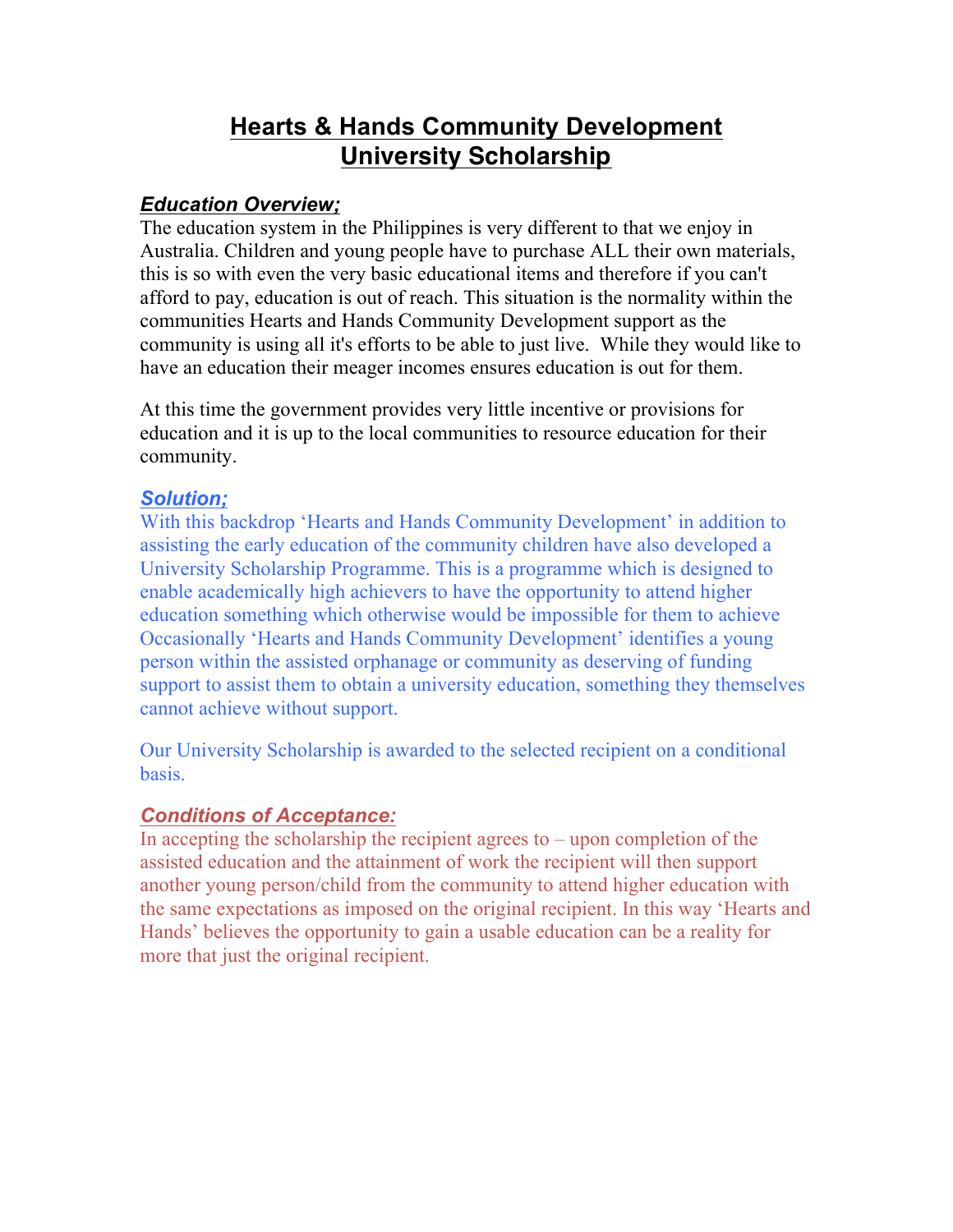# Hearts & Hands Community Development University Scholarship

## *Education Overview;*

The education system in the Philippines is very different to that we enjoy in Australia. Children and young people have to purchase ALL their own materials, this is so with even the very basic educational items and therefore if you can't afford to pay, education is out of reach. This situation is the normality within the communities Hearts and Hands Community Development support as the community is using all it's efforts to be able to just live. While they would like to have an education their meager incomes ensures education is out for them.

At this time the government provides very little incentive or provisions for education and it is up to the local communities to resource education for their community.

## *Solution;*

With this backdrop 'Hearts and Hands Community Development' in addition to assisting the early education of the community children have also developed a University Scholarship Programme. This is a programme which is designed to enable academically high achievers to have the opportunity to attend higher education something which otherwise would be impossible for them to achieve Occasionally 'Hearts and Hands Community Development' identifies a young person within the assisted orphanage or community as deserving of funding support to assist them to obtain a university education, something they themselves cannot achieve without support.

Our University Scholarship is awarded to the selected recipient on a conditional basis.

## *Conditions of Acceptance:*

In accepting the scholarship the recipient agrees to – upon completion of the assisted education and the attainment of work the recipient will then support another young person/child from the community to attend higher education with the same expectations as imposed on the original recipient. In this way 'Hearts and Hands' believes the opportunity to gain a usable education can be a reality for more that just the original recipient.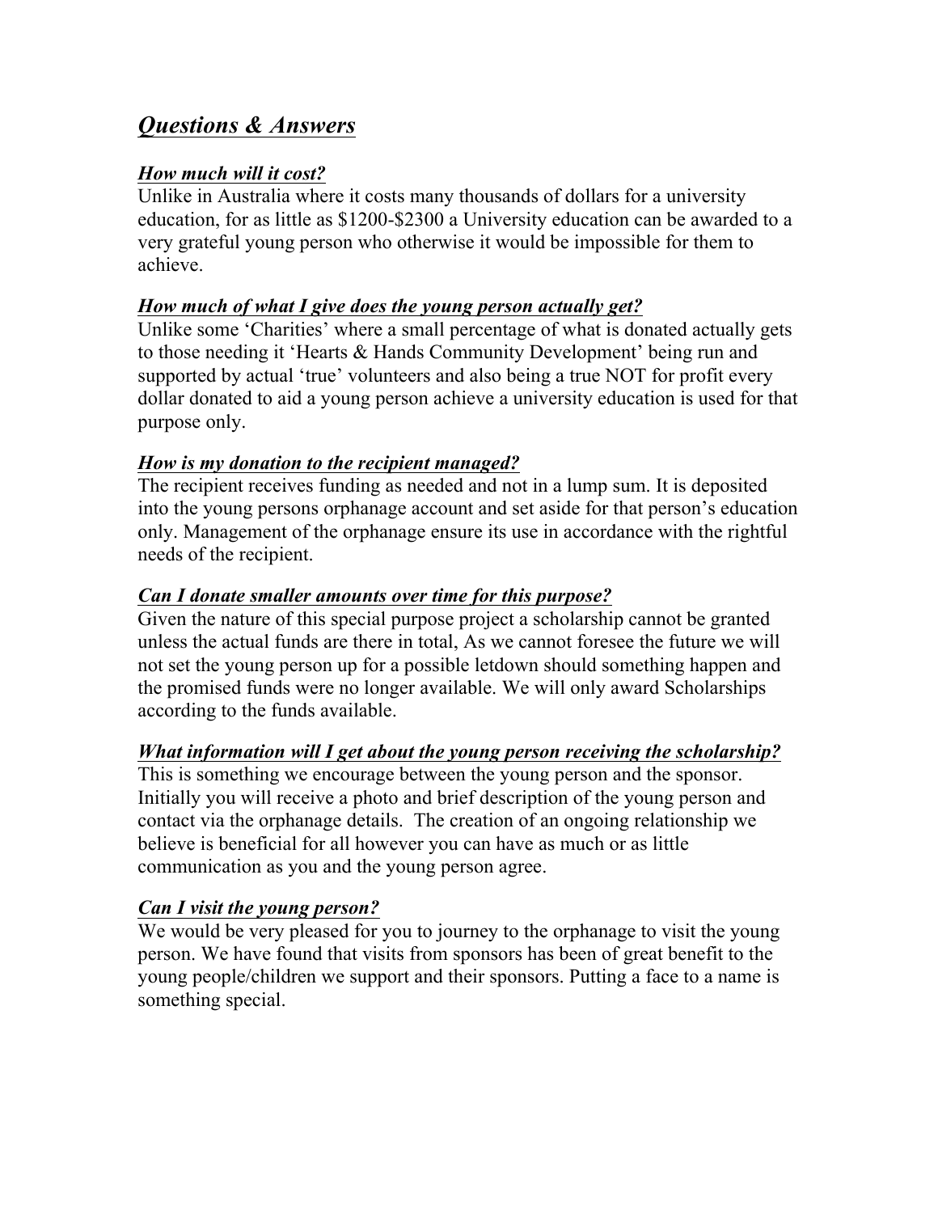# *Questions & Answers*

### *How much will it cost?*

Unlike in Australia where it costs many thousands of dollars for a university education, for as little as $1200-$2300 a University education can be awarded to a very grateful young person who otherwise it would be impossible for them to achieve.

### *How much of what I give does the young person actually get?*

Unlike some 'Charities' where a small percentage of what is donated actually gets to those needing it 'Hearts & Hands Community Development' being run and supported by actual 'true' volunteers and also being a true NOT for profit every dollar donated to aid a young person achieve a university education is used for that purpose only.

### *How is my donation to the recipient managed?*

The recipient receives funding as needed and not in a lump sum. It is deposited into the young persons orphanage account and set aside for that person's education only. Management of the orphanage ensure its use in accordance with the rightful needs of the recipient.

### *Can I donate smaller amounts over time for this purpose?*

Given the nature of this special purpose project a scholarship cannot be granted unless the actual funds are there in total, As we cannot foresee the future we will not set the young person up for a possible letdown should something happen and the promised funds were no longer available. We will only award Scholarships according to the funds available.

### *What information will I get about the young person receiving the scholarship?*

This is something we encourage between the young person and the sponsor. Initially you will receive a photo and brief description of the young person and contact via the orphanage details. The creation of an ongoing relationship we believe is beneficial for all however you can have as much or as little communication as you and the young person agree.

### *Can I visit the young person?*

We would be very pleased for you to journey to the orphanage to visit the young person. We have found that visits from sponsors has been of great benefit to the young people/children we support and their sponsors. Putting a face to a name is something special.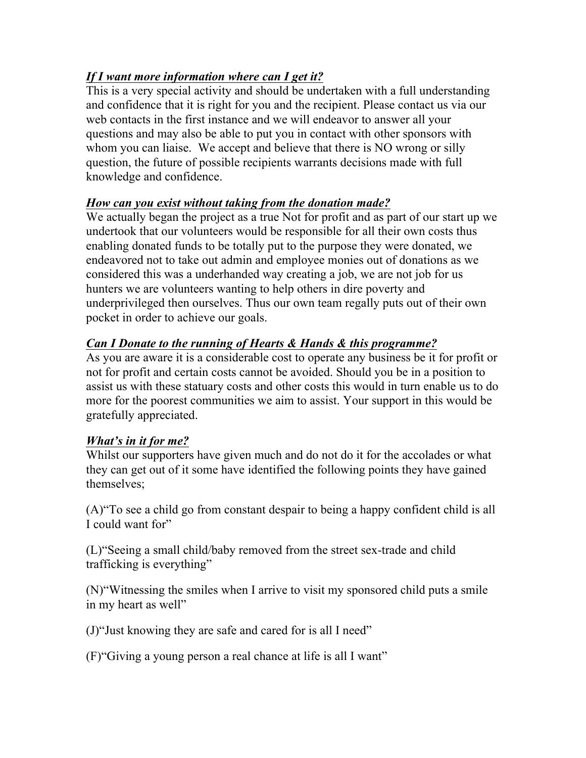***If I want more information where can I get it?***

This is a very special activity and should be undertaken with a full understanding and confidence that it is right for you and the recipient. Please contact us via our web contacts in the first instance and we will endeavor to answer all your questions and may also be able to put you in contact with other sponsors with whom you can liaise. We accept and believe that there is NO wrong or silly question, the future of possible recipients warrants decisions made with full knowledge and confidence.

***How can you exist without taking from the donation made?***

We actually began the project as a true Not for profit and as part of our start up we undertook that our volunteers would be responsible for all their own costs thus enabling donated funds to be totally put to the purpose they were donated, we endeavored not to take out admin and employee monies out of donations as we considered this was a underhanded way creating a job, we are not job for us hunters we are volunteers wanting to help others in dire poverty and underprivileged then ourselves. Thus our own team regally puts out of their own pocket in order to achieve our goals.

***Can I Donate to the running of Hearts & Hands & this programme?***

As you are aware it is a considerable cost to operate any business be it for profit or not for profit and certain costs cannot be avoided. Should you be in a position to assist us with these statuary costs and other costs this would in turn enable us to do more for the poorest communities we aim to assist. Your support in this would be gratefully appreciated.

***What's in it for me?***

Whilst our supporters have given much and do not do it for the accolades or what they can get out of it some have identified the following points they have gained themselves;

(A)"To see a child go from constant despair to being a happy confident child is all I could want for"

(L)"Seeing a small child/baby removed from the street sex-trade and child trafficking is everything"

(N)"Witnessing the smiles when I arrive to visit my sponsored child puts a smile in my heart as well"

(J)"Just knowing they are safe and cared for is all I need"

(F)"Giving a young person a real chance at life is all I want"